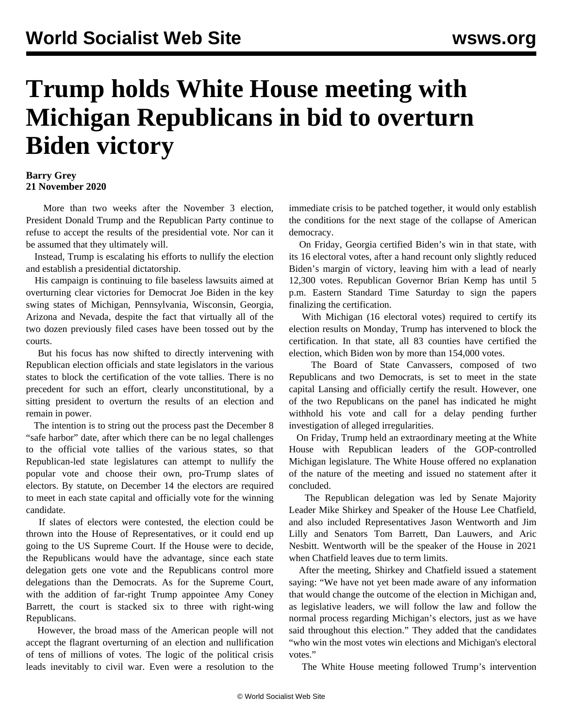# Trump holds White House meeting with Michigan Republicans in bid to overturn Biden victory

**Barry Grey**
**21 November 2020**

More than two weeks after the November 3 election, President Donald Trump and the Republican Party continue to refuse to accept the results of the presidential vote. Nor can it be assumed that they ultimately will.

Instead, Trump is escalating his efforts to nullify the election and establish a presidential dictatorship.

His campaign is continuing to file baseless lawsuits aimed at overturning clear victories for Democrat Joe Biden in the key swing states of Michigan, Pennsylvania, Wisconsin, Georgia, Arizona and Nevada, despite the fact that virtually all of the two dozen previously filed cases have been tossed out by the courts.

But his focus has now shifted to directly intervening with Republican election officials and state legislators in the various states to block the certification of the vote tallies. There is no precedent for such an effort, clearly unconstitutional, by a sitting president to overturn the results of an election and remain in power.

The intention is to string out the process past the December 8 "safe harbor" date, after which there can be no legal challenges to the official vote tallies of the various states, so that Republican-led state legislatures can attempt to nullify the popular vote and choose their own, pro-Trump slates of electors. By statute, on December 14 the electors are required to meet in each state capital and officially vote for the winning candidate.

If slates of electors were contested, the election could be thrown into the House of Representatives, or it could end up going to the US Supreme Court. If the House were to decide, the Republicans would have the advantage, since each state delegation gets one vote and the Republicans control more delegations than the Democrats. As for the Supreme Court, with the addition of far-right Trump appointee Amy Coney Barrett, the court is stacked six to three with right-wing Republicans.

However, the broad mass of the American people will not accept the flagrant overturning of an election and nullification of tens of millions of votes. The logic of the political crisis leads inevitably to civil war. Even were a resolution to the immediate crisis to be patched together, it would only establish the conditions for the next stage of the collapse of American democracy.

On Friday, Georgia certified Biden's win in that state, with its 16 electoral votes, after a hand recount only slightly reduced Biden's margin of victory, leaving him with a lead of nearly 12,300 votes. Republican Governor Brian Kemp has until 5 p.m. Eastern Standard Time Saturday to sign the papers finalizing the certification.

With Michigan (16 electoral votes) required to certify its election results on Monday, Trump has intervened to block the certification. In that state, all 83 counties have certified the election, which Biden won by more than 154,000 votes.

The Board of State Canvassers, composed of two Republicans and two Democrats, is set to meet in the state capital Lansing and officially certify the result. However, one of the two Republicans on the panel has indicated he might withhold his vote and call for a delay pending further investigation of alleged irregularities.

On Friday, Trump held an extraordinary meeting at the White House with Republican leaders of the GOP-controlled Michigan legislature. The White House offered no explanation of the nature of the meeting and issued no statement after it concluded.

The Republican delegation was led by Senate Majority Leader Mike Shirkey and Speaker of the House Lee Chatfield, and also included Representatives Jason Wentworth and Jim Lilly and Senators Tom Barrett, Dan Lauwers, and Aric Nesbitt. Wentworth will be the speaker of the House in 2021 when Chatfield leaves due to term limits.

After the meeting, Shirkey and Chatfield issued a statement saying: "We have not yet been made aware of any information that would change the outcome of the election in Michigan and, as legislative leaders, we will follow the law and follow the normal process regarding Michigan's electors, just as we have said throughout this election." They added that the candidates "who win the most votes win elections and Michigan's electoral votes."

The White House meeting followed Trump's intervention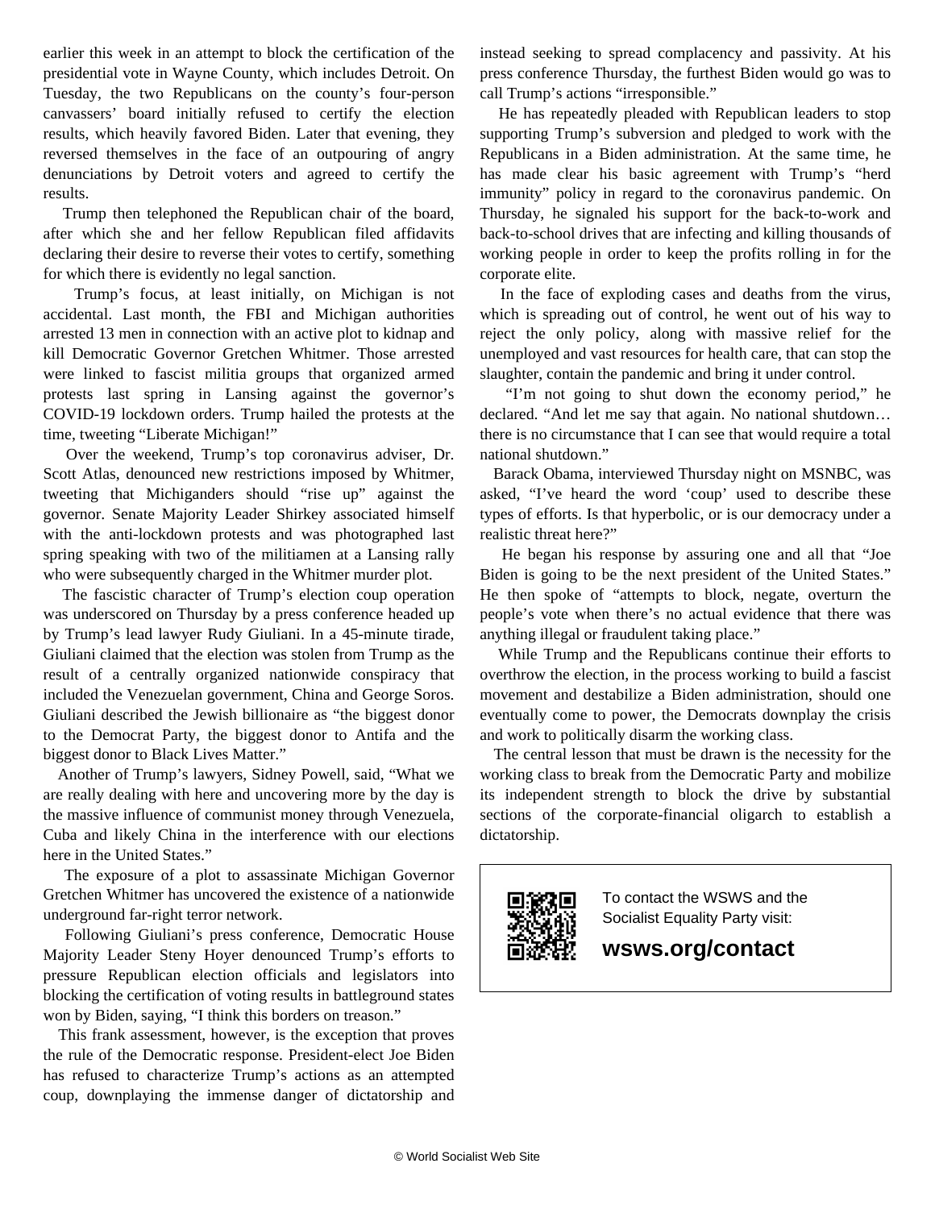earlier this week in an attempt to block the certification of the presidential vote in Wayne County, which includes Detroit. On Tuesday, the two Republicans on the county's four-person canvassers' board initially refused to certify the election results, which heavily favored Biden. Later that evening, they reversed themselves in the face of an outpouring of angry denunciations by Detroit voters and agreed to certify the results.

Trump then telephoned the Republican chair of the board, after which she and her fellow Republican filed affidavits declaring their desire to reverse their votes to certify, something for which there is evidently no legal sanction.

Trump's focus, at least initially, on Michigan is not accidental. Last month, the FBI and Michigan authorities arrested 13 men in connection with an active plot to kidnap and kill Democratic Governor Gretchen Whitmer. Those arrested were linked to fascist militia groups that organized armed protests last spring in Lansing against the governor's COVID-19 lockdown orders. Trump hailed the protests at the time, tweeting "Liberate Michigan!"

Over the weekend, Trump's top coronavirus adviser, Dr. Scott Atlas, denounced new restrictions imposed by Whitmer, tweeting that Michiganders should "rise up" against the governor. Senate Majority Leader Shirkey associated himself with the anti-lockdown protests and was photographed last spring speaking with two of the militiamen at a Lansing rally who were subsequently charged in the Whitmer murder plot.

The fascistic character of Trump's election coup operation was underscored on Thursday by a press conference headed up by Trump's lead lawyer Rudy Giuliani. In a 45-minute tirade, Giuliani claimed that the election was stolen from Trump as the result of a centrally organized nationwide conspiracy that included the Venezuelan government, China and George Soros. Giuliani described the Jewish billionaire as "the biggest donor to the Democrat Party, the biggest donor to Antifa and the biggest donor to Black Lives Matter."

Another of Trump's lawyers, Sidney Powell, said, "What we are really dealing with here and uncovering more by the day is the massive influence of communist money through Venezuela, Cuba and likely China in the interference with our elections here in the United States."

The exposure of a plot to assassinate Michigan Governor Gretchen Whitmer has uncovered the existence of a nationwide underground far-right terror network.

Following Giuliani's press conference, Democratic House Majority Leader Steny Hoyer denounced Trump's efforts to pressure Republican election officials and legislators into blocking the certification of voting results in battleground states won by Biden, saying, "I think this borders on treason."

This frank assessment, however, is the exception that proves the rule of the Democratic response. President-elect Joe Biden has refused to characterize Trump's actions as an attempted coup, downplaying the immense danger of dictatorship and instead seeking to spread complacency and passivity. At his press conference Thursday, the furthest Biden would go was to call Trump's actions "irresponsible."

He has repeatedly pleaded with Republican leaders to stop supporting Trump's subversion and pledged to work with the Republicans in a Biden administration. At the same time, he has made clear his basic agreement with Trump's "herd immunity" policy in regard to the coronavirus pandemic. On Thursday, he signaled his support for the back-to-work and back-to-school drives that are infecting and killing thousands of working people in order to keep the profits rolling in for the corporate elite.

In the face of exploding cases and deaths from the virus, which is spreading out of control, he went out of his way to reject the only policy, along with massive relief for the unemployed and vast resources for health care, that can stop the slaughter, contain the pandemic and bring it under control.

"I'm not going to shut down the economy period," he declared. "And let me say that again. No national shutdown… there is no circumstance that I can see that would require a total national shutdown."

Barack Obama, interviewed Thursday night on MSNBC, was asked, "I've heard the word 'coup' used to describe these types of efforts. Is that hyperbolic, or is our democracy under a realistic threat here?"

He began his response by assuring one and all that "Joe Biden is going to be the next president of the United States." He then spoke of "attempts to block, negate, overturn the people's vote when there's no actual evidence that there was anything illegal or fraudulent taking place."

While Trump and the Republicans continue their efforts to overthrow the election, in the process working to build a fascist movement and destabilize a Biden administration, should one eventually come to power, the Democrats downplay the crisis and work to politically disarm the working class.

The central lesson that must be drawn is the necessity for the working class to break from the Democratic Party and mobilize its independent strength to block the drive by substantial sections of the corporate-financial oligarch to establish a dictatorship.

To contact the WSWS and the Socialist Equality Party visit:

**wsws.org/contact**